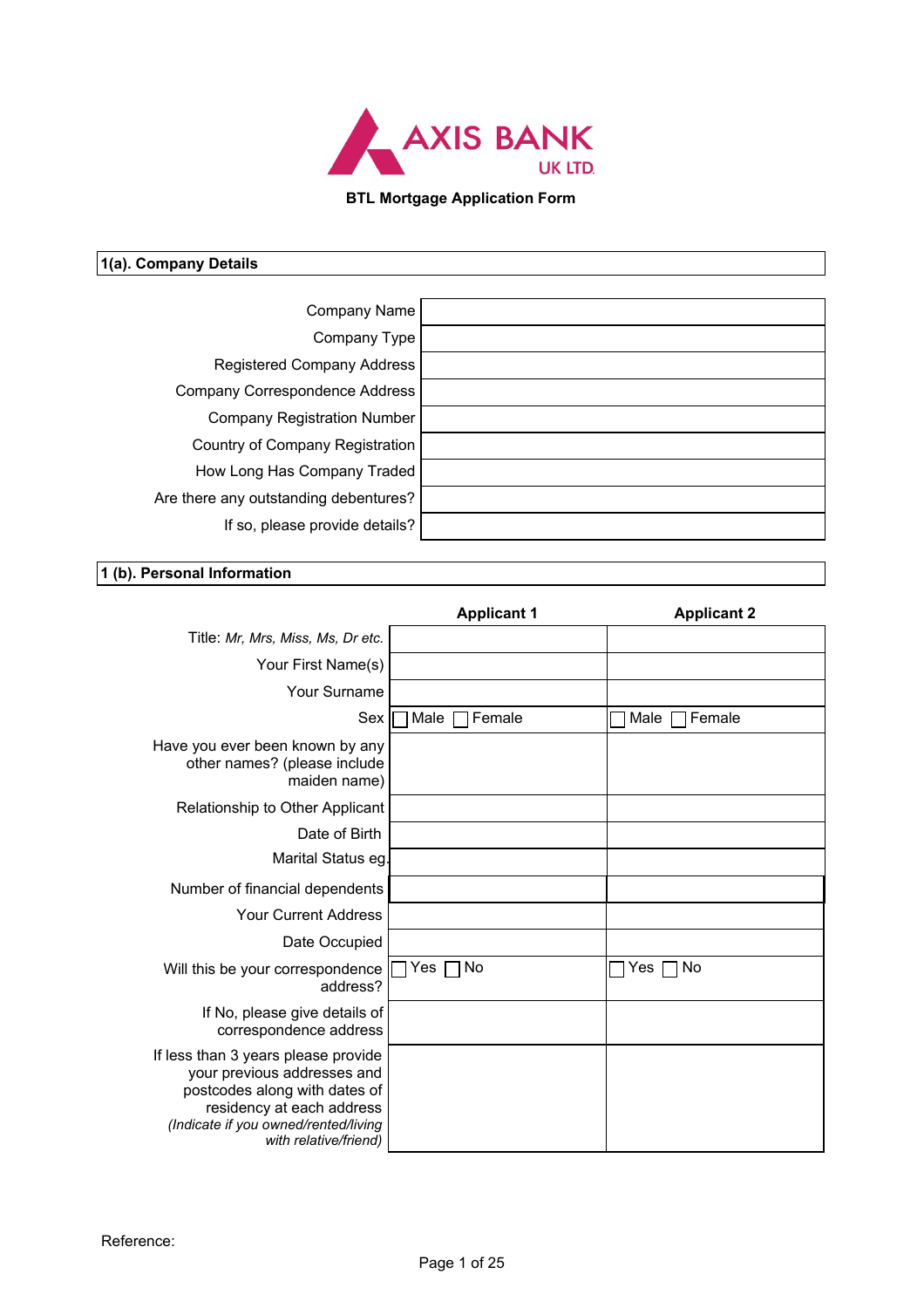AXIS BANK
UK LTD.

**BTL Mortgage Application Form**

## 1(a). Company Details

| | |
|---|---|
| Company Name | |
| Company Type | |
| Registered Company Address | |
| Company Correspondence Address | |
| Company Registration Number | |
| Country of Company Registration | |
| How Long Has Company Traded | |
| Are there any outstanding debentures? | |
| If so, please provide details? | |

## 1 (b). Personal Information

| | Applicant 1 | Applicant 2 |
|---|---|---|
| Title: *Mr, Mrs, Miss, Ms, Dr etc.* | | |
| Your First Name(s) | | |
| Your Surname | | |
| Sex | ☐ Male ☐ Female | ☐ Male ☐ Female |
| Have you ever been known by any other names? (please include maiden name) | | |
| Relationship to Other Applicant | | |
| Date of Birth | | |
| Marital Status eg. | | |
| Number of financial dependents | | |
| Your Current Address | | |
| Date Occupied | | |
| Will this be your correspondence address? | ☐ Yes ☐ No | ☐ Yes ☐ No |
| If No, please give details of correspondence address | | |
| If less than 3 years please provide your previous addresses and postcodes along with dates of residency at each address *(Indicate if you owned/rented/living with relative/friend)* | | |

Reference: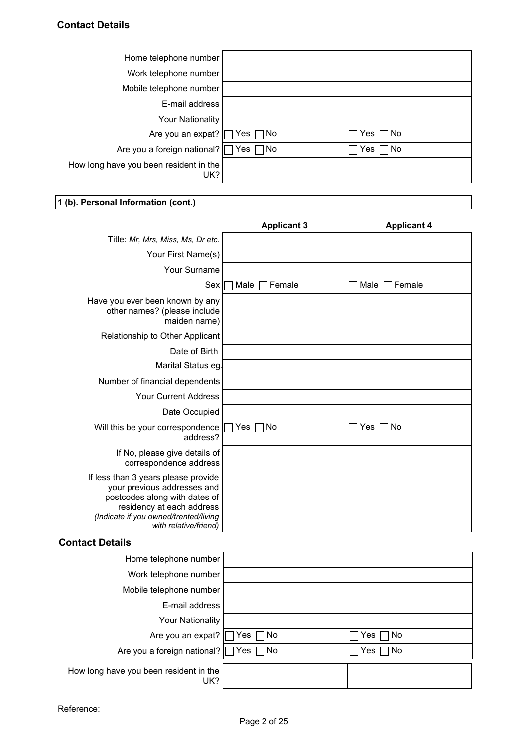## Contact Details

| | | |
|---|---|---|
| Home telephone number | | |
| Work telephone number | | |
| Mobile telephone number | | |
| E-mail address | | |
| Your Nationality | | |
| Are you an expat? | ☐ Yes ☐ No | ☐ Yes ☐ No |
| Are you a foreign national? | ☐ Yes ☐ No | ☐ Yes ☐ No |
| How long have you been resident in the UK? | | |

**1 (b). Personal Information (cont.)**

| | **Applicant 3** | **Applicant 4** |
|---|---|---|
| Title: *Mr, Mrs, Miss, Ms, Dr etc.* | | |
| Your First Name(s) | | |
| Your Surname | | |
| Sex | ☐ Male ☐ Female | ☐ Male ☐ Female |
| Have you ever been known by any other names? (please include maiden name) | | |
| Relationship to Other Applicant | | |
| Date of Birth | | |
| Marital Status eg. | | |
| Number of financial dependents | | |
| Your Current Address | | |
| Date Occupied | | |
| Will this be your correspondence address? | ☐ Yes ☐ No | ☐ Yes ☐ No |
| If No, please give details of correspondence address | | |
| If less than 3 years please provide your previous addresses and postcodes along with dates of residency at each address *(Indicate if you owned/trented/living with relative/friend)* | | |

## Contact Details

| | | |
|---|---|---|
| Home telephone number | | |
| Work telephone number | | |
| Mobile telephone number | | |
| E-mail address | | |
| Your Nationality | | |
| Are you an expat? | ☐ Yes ☐ No | ☐ Yes ☐ No |
| Are you a foreign national? | ☐ Yes ☐ No | ☐ Yes ☐ No |
| How long have you been resident in the UK? | | |

Reference: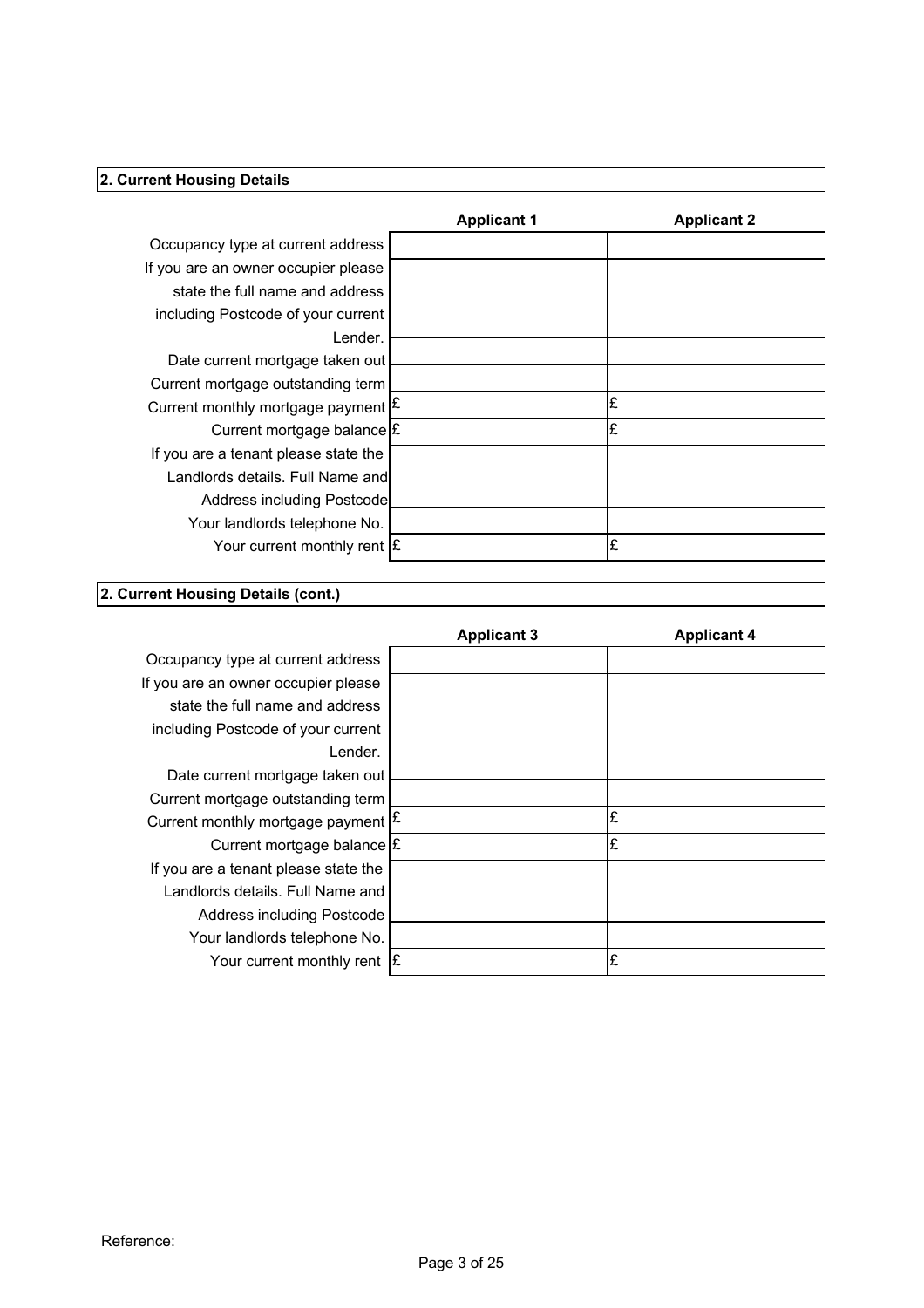**2. Current Housing Details**

| | Applicant 1 | Applicant 2 |
|---|---|---|
| Occupancy type at current address | | |
| If you are an owner occupier please state the full name and address including Postcode of your current Lender. | | |
| Date current mortgage taken out | | |
| Current mortgage outstanding term | | |
| Current monthly mortgage payment | £ | £ |
| Current mortgage balance | £ | £ |
| If you are a tenant please state the Landlords details. Full Name and Address including Postcode | | |
| Your landlords telephone No. | | |
| Your current monthly rent | £ | £ |

**2. Current Housing Details (cont.)**

| | Applicant 3 | Applicant 4 |
|---|---|---|
| Occupancy type at current address | | |
| If you are an owner occupier please state the full name and address including Postcode of your current Lender. | | |
| Date current mortgage taken out | | |
| Current mortgage outstanding term | | |
| Current monthly mortgage payment | £ | £ |
| Current mortgage balance | £ | £ |
| If you are a tenant please state the Landlords details. Full Name and Address including Postcode | | |
| Your landlords telephone No. | | |
| Your current monthly rent | £ | £ |

Reference: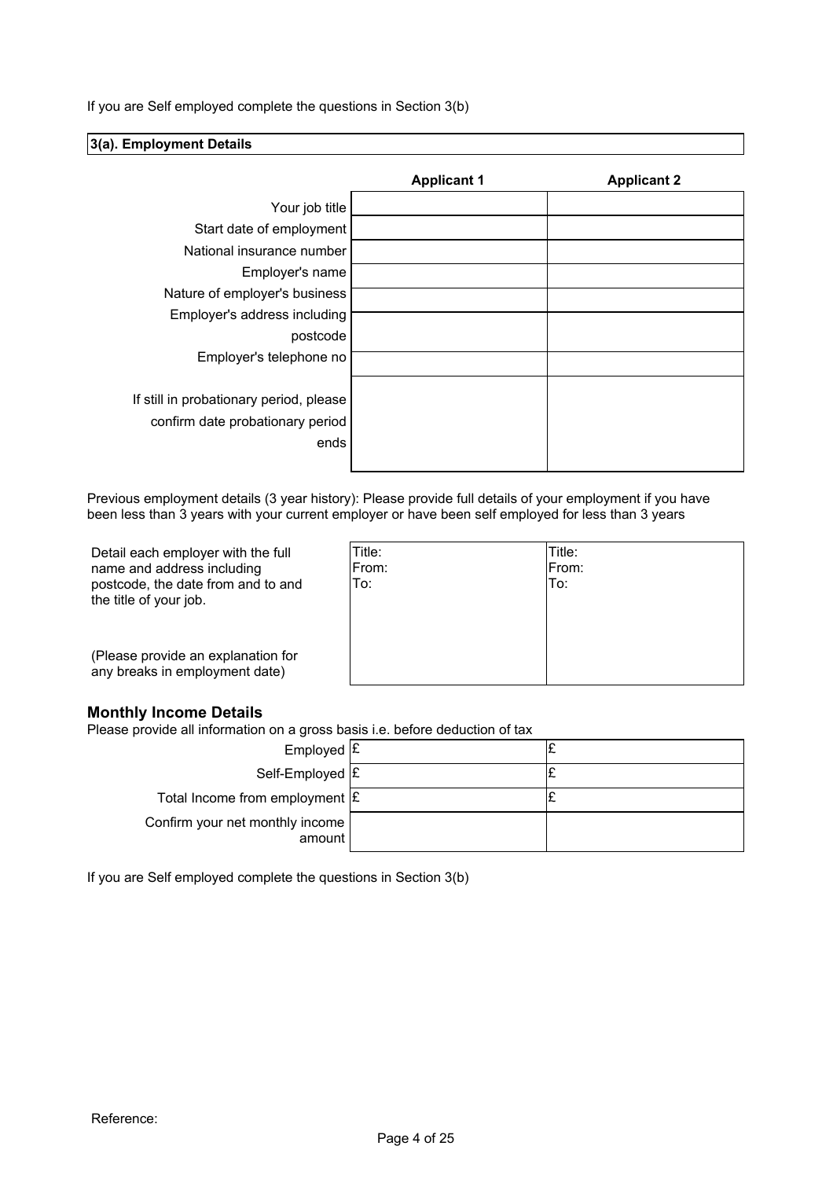If you are Self employed complete the questions in Section 3(b)

## 3(a). Employment Details

| | Applicant 1 | Applicant 2 |
|---|---|---|
| Your job title | | |
| Start date of employment | | |
| National insurance number | | |
| Employer's name | | |
| Nature of employer's business | | |
| Employer's address including postcode | | |
| Employer's telephone no | | |
| If still in probationary period, please confirm date probationary period ends | | |

Previous employment details (3 year history): Please provide full details of your employment if you have been less than 3 years with your current employer or have been self employed for less than 3 years

| | | |
|---|---|---|
| Detail each employer with the full name and address including postcode, the date from and to and the title of your job. (Please provide an explanation for any breaks in employment date) | Title: From: To: | Title: From: To: |

### Monthly Income Details

Please provide all information on a gross basis i.e. before deduction of tax

| | | |
|---|---|---|
| Employed | £ | £ |
| Self-Employed | £ | £ |
| Total Income from employment | £ | £ |
| Confirm your net monthly income amount | | |

If you are Self employed complete the questions in Section 3(b)

Reference: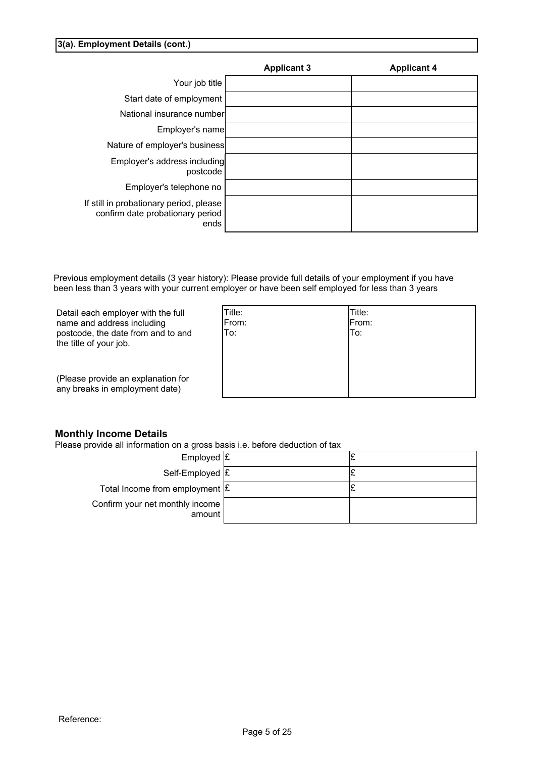## 3(a). Employment Details (cont.)

| | Applicant 3 | Applicant 4 |
|---|---|---|
| Your job title | | |
| Start date of employment | | |
| National insurance number | | |
| Employer's name | | |
| Nature of employer's business | | |
| Employer's address including postcode | | |
| Employer's telephone no | | |
| If still in probationary period, please confirm date probationary period ends | | |

Previous employment details (3 year history): Please provide full details of your employment if you have been less than 3 years with your current employer or have been self employed for less than 3 years

| | | |
|---|---|---|
| Detail each employer with the full name and address including postcode, the date from and to and the title of your job.<br><br>(Please provide an explanation for any breaks in employment date) | Title:<br>From:<br>To: | Title:<br>From:<br>To: |

### Monthly Income Details

Please provide all information on a gross basis i.e. before deduction of tax

| | | |
|---|---|---|
| Employed | £ | £ |
| Self-Employed | £ | £ |
| Total Income from employment | £ | £ |
| Confirm your net monthly income amount | | |

Reference: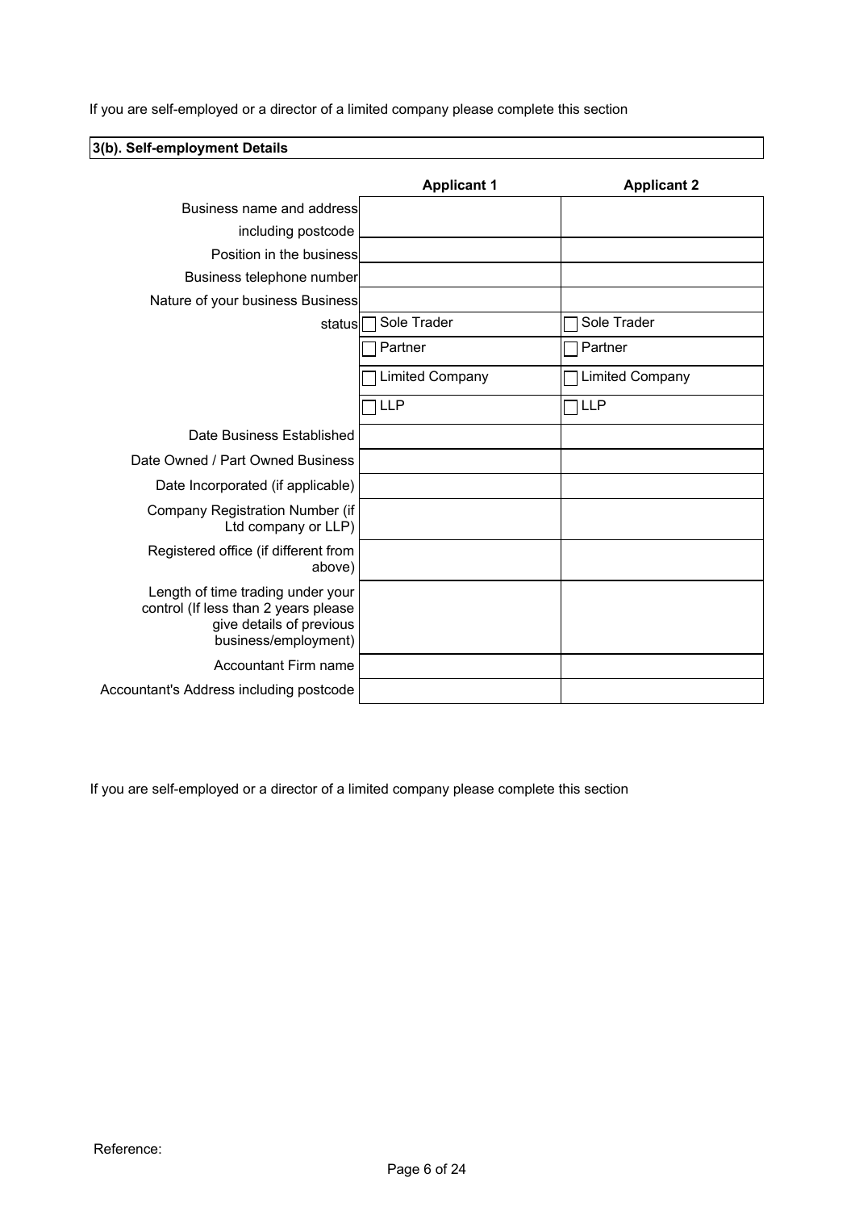If you are self-employed or a director of a limited company please complete this section

## 3(b). Self-employment Details

| | Applicant 1 | Applicant 2 |
|---|---|---|
| Business name and address including postcode | | |
| Position in the business | | |
| Business telephone number | | |
| Nature of your business Business | | |
| status | ☐ Sole Trader | ☐ Sole Trader |
| | ☐ Partner | ☐ Partner |
| | ☐ Limited Company | ☐ Limited Company |
| | ☐ LLP | ☐ LLP |
| Date Business Established | | |
| Date Owned / Part Owned Business | | |
| Date Incorporated (if applicable) | | |
| Company Registration Number (if Ltd company or LLP) | | |
| Registered office (if different from above) | | |
| Length of time trading under your control (If less than 2 years please give details of previous business/employment) | | |
| Accountant Firm name | | |
| Accountant's Address including postcode | | |

If you are self-employed or a director of a limited company please complete this section

Reference: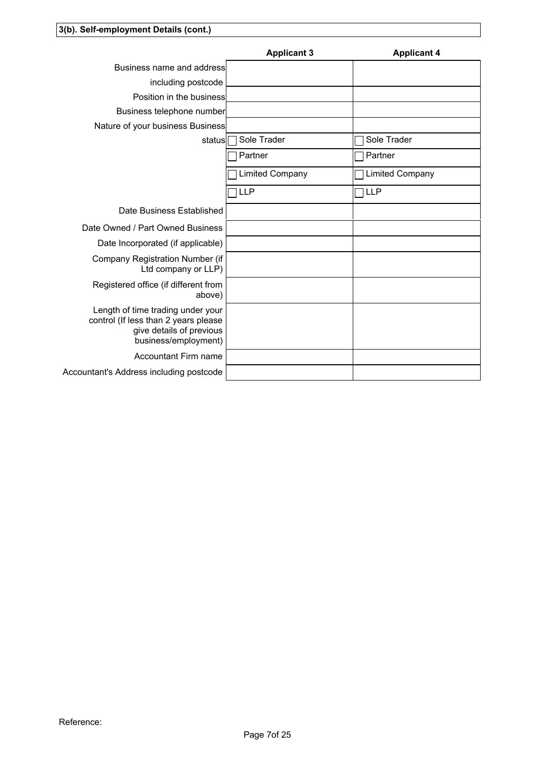**3(b). Self-employment Details (cont.)**

| | Applicant 3 | Applicant 4 |
|---|---|---|
| Business name and address including postcode | | |
| Position in the business | | |
| Business telephone number | | |
| Nature of your business | | |
| Business status | ☐ Sole Trader | ☐ Sole Trader |
| | ☐ Partner | ☐ Partner |
| | ☐ Limited Company | ☐ Limited Company |
| | ☐ LLP | ☐ LLP |
| Date Business Established | | |
| Date Owned / Part Owned Business | | |
| Date Incorporated (if applicable) | | |
| Company Registration Number (if Ltd company or LLP) | | |
| Registered office (if different from above) | | |
| Length of time trading under your control (If less than 2 years please give details of previous business/employment) | | |
| Accountant Firm name | | |
| Accountant's Address including postcode | | |

Reference: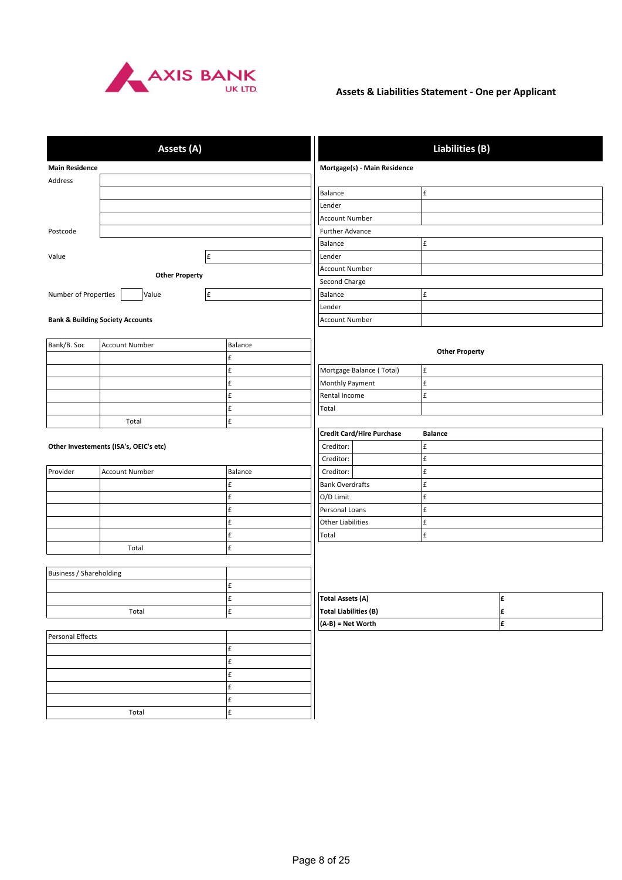AXIS BANK UK LTD.

# Assets & Liabilities Statement - One per Applicant

## Assets (A)

**Main Residence**

| | |
|---|---|
| Address | |
| | |
| | |
| | |
| Postcode | |

Value £

**Other Property**

Number of Properties ___ Value £

**Bank & Building Society Accounts**

| Bank/B. Soc | Account Number | Balance |
|---|---|---|
| | | £ |
| | | £ |
| | | £ |
| | | £ |
| | | £ |
| | Total | £ |

**Other Investements (ISA's, OEIC's etc)**

| Provider | Account Number | Balance |
|---|---|---|
| | | £ |
| | | £ |
| | | £ |
| | | £ |
| | | £ |
| | Total | £ |

| Business / Shareholding | |
|---|---|
| | £ |
| | £ |
| Total | £ |

| Personal Effects | |
|---|---|
| | £ |
| | £ |
| | £ |
| | £ |
| | £ |
| Total | £ |

## Liabilities (B)

**Mortgage(s) - Main Residence**

| | |
|---|---|
| Balance | £ |
| Lender | |
| Account Number | |
| Further Advance | |
| Balance | £ |
| Lender | |
| Account Number | |
| Second Charge | |
| Balance | £ |
| Lender | |
| Account Number | |

**Other Property**

| | |
|---|---|
| Mortgage Balance ( Total) | £ |
| Monthly Payment | £ |
| Rental Income | £ |
| Total | |

| **Credit Card/Hire Purchase** | | **Balance** |
|---|---|---|
| Creditor: | | £ |
| Creditor: | | £ |
| Creditor: | | £ |
| Bank Overdrafts | | £ |
| O/D Limit | | £ |
| Personal Loans | | £ |
| Other Liabilities | | £ |
| Total | | £ |

| | |
|---|---|
| **Total Assets (A)** | **£** |
| **Total Liabilities (B)** | **£** |
| **(A-B) = Net Worth** | **£** |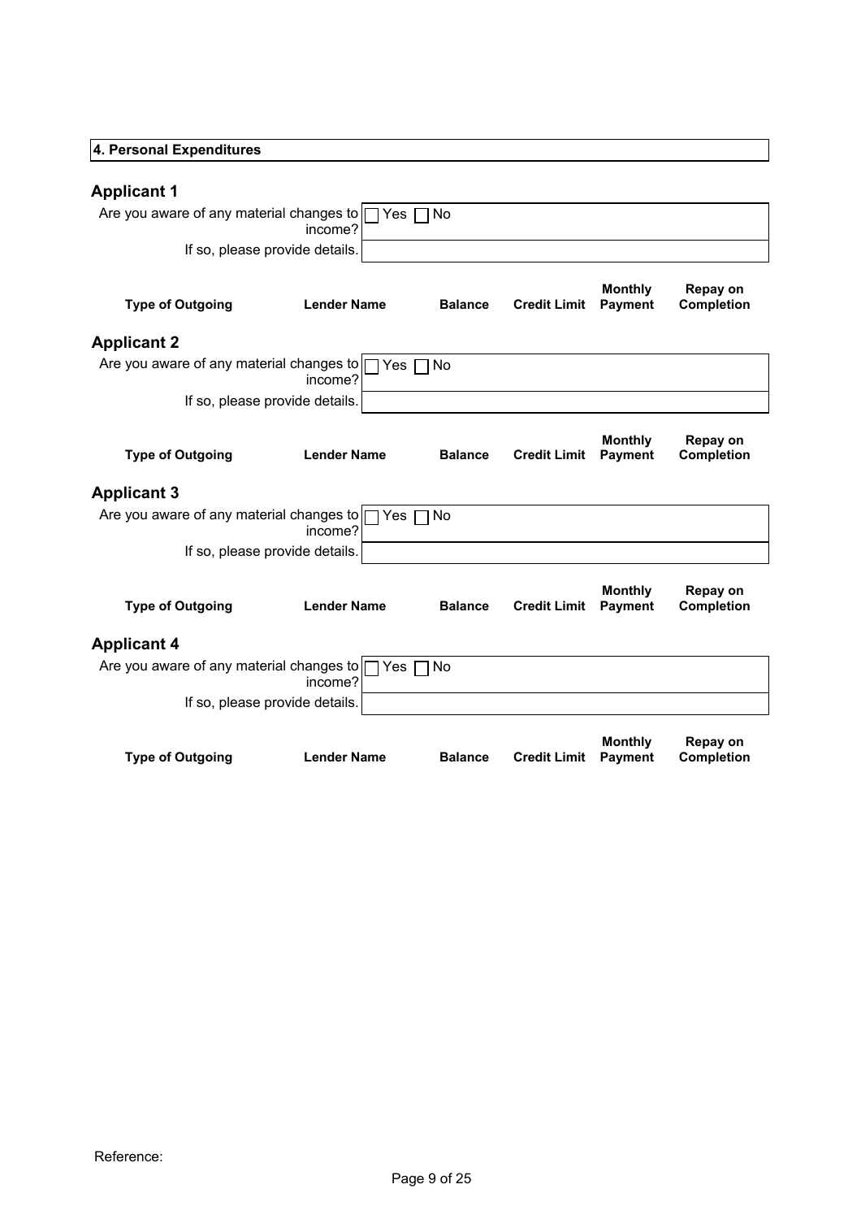## 4. Personal Expenditures

### Applicant 1

| | |
|---|---|
| Are you aware of any material changes to income? | ☐ Yes ☐ No |
| If so, please provide details. | |

| Type of Outgoing | Lender Name | Balance | Credit Limit | Monthly Payment | Repay on Completion |
|---|---|---|---|---|---|

### Applicant 2

| | |
|---|---|
| Are you aware of any material changes to income? | ☐ Yes ☐ No |
| If so, please provide details. | |

| Type of Outgoing | Lender Name | Balance | Credit Limit | Monthly Payment | Repay on Completion |
|---|---|---|---|---|---|

### Applicant 3

| | |
|---|---|
| Are you aware of any material changes to income? | ☐ Yes ☐ No |
| If so, please provide details. | |

| Type of Outgoing | Lender Name | Balance | Credit Limit | Monthly Payment | Repay on Completion |
|---|---|---|---|---|---|

### Applicant 4

| | |
|---|---|
| Are you aware of any material changes to income? | ☐ Yes ☐ No |
| If so, please provide details. | |

| Type of Outgoing | Lender Name | Balance | Credit Limit | Monthly Payment | Repay on Completion |
|---|---|---|---|---|---|

Reference: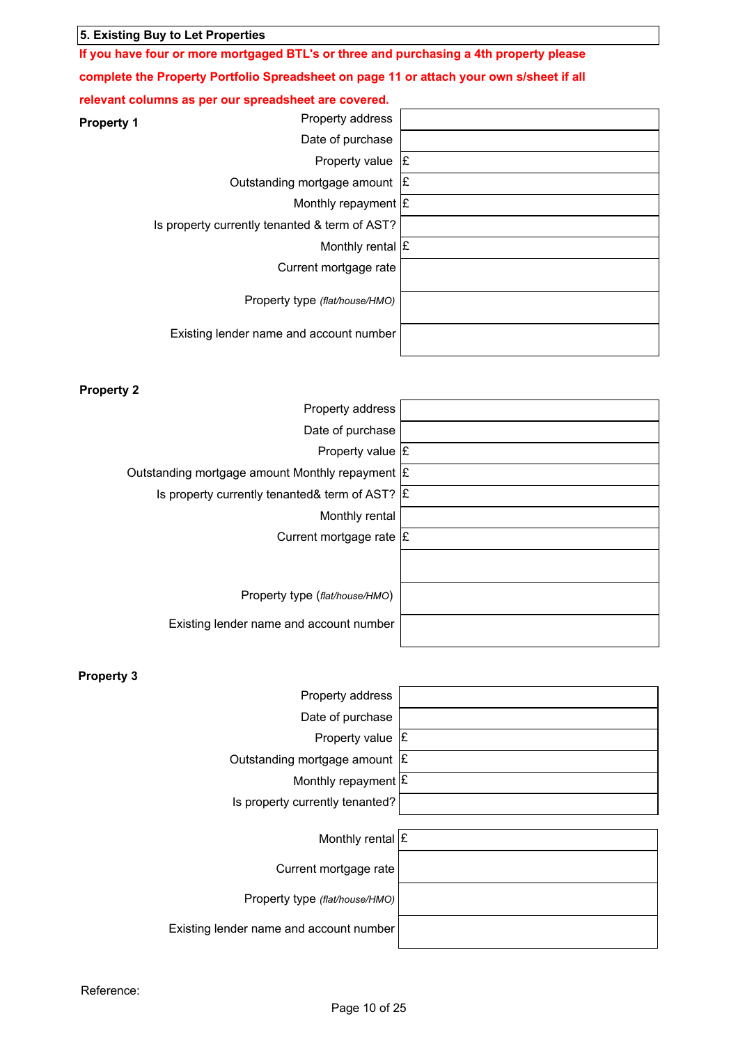## 5. Existing Buy to Let Properties

**If you have four or more mortgaged BTL's or three and purchasing a 4th property please complete the Property Portfolio Spreadsheet on page 11 or attach your own s/sheet if all relevant columns as per our spreadsheet are covered.**

### Property 1

| | |
|---|---|
| Property address | |
| Date of purchase | |
| Property value | £ |
| Outstanding mortgage amount | £ |
| Monthly repayment | £ |
| Is property currently tenanted & term of AST? | |
| Monthly rental | £ |
| Current mortgage rate | |
| Property type *(flat/house/HMO)* | |
| Existing lender name and account number | |

### Property 2

| | |
|---|---|
| Property address | |
| Date of purchase | |
| Property value | £ |
| Outstanding mortgage amount Monthly repayment | £ |
| Is property currently tenanted& term of AST? | £ |
| Monthly rental | |
| Current mortgage rate | £ |
| | |
| Property type (*flat/house/HMO*) | |
| Existing lender name and account number | |

### Property 3

| | |
|---|---|
| Property address | |
| Date of purchase | |
| Property value | £ |
| Outstanding mortgage amount | £ |
| Monthly repayment | £ |
| Is property currently tenanted? | |
| Monthly rental | £ |
| Current mortgage rate | |
| Property type *(flat/house/HMO)* | |
| Existing lender name and account number | |

Reference: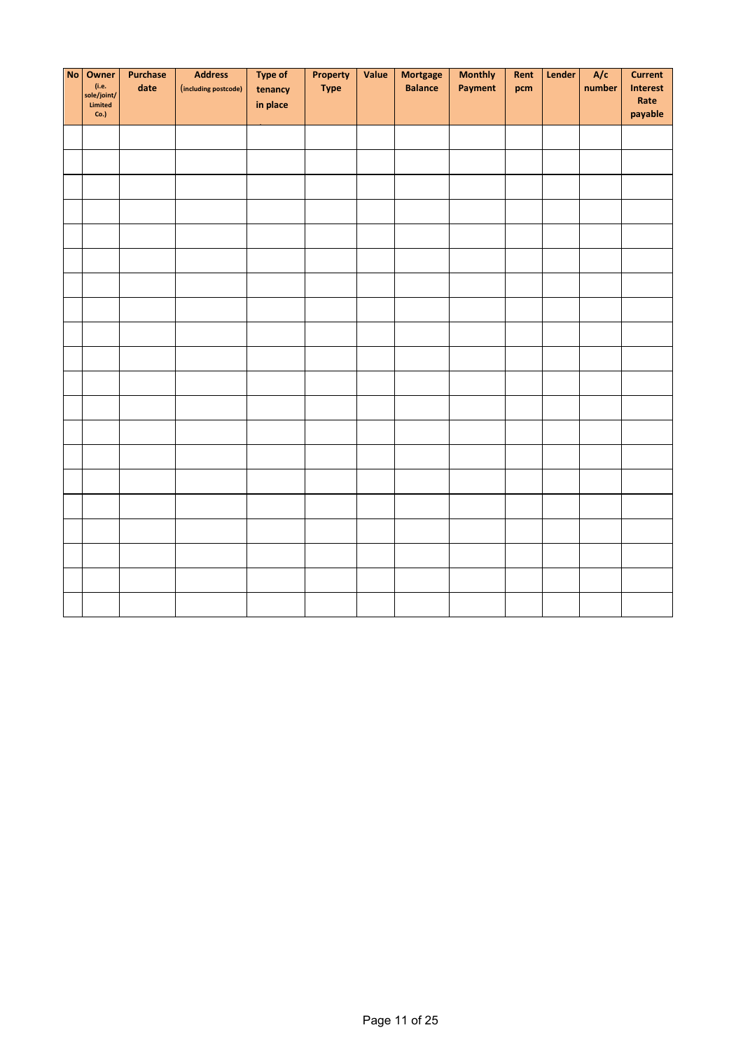| No | Owner (i.e. sole/joint/ Limited Co.) | Purchase date | Address (including postcode) | Type of tenancy in place | Property Type | Value | Mortgage Balance | Monthly Payment | Rent pcm | Lender | A/c number | Current Interest Rate payable |
|---|---|---|---|---|---|---|---|---|---|---|---|---|
| | | | | | | | | | | | | |
| | | | | | | | | | | | | |
| | | | | | | | | | | | | |
| | | | | | | | | | | | | |
| | | | | | | | | | | | | |
| | | | | | | | | | | | | |
| | | | | | | | | | | | | |
| | | | | | | | | | | | | |
| | | | | | | | | | | | | |
| | | | | | | | | | | | | |
| | | | | | | | | | | | | |
| | | | | | | | | | | | | |
| | | | | | | | | | | | | |
| | | | | | | | | | | | | |
| | | | | | | | | | | | | |
| | | | | | | | | | | | | |
| | | | | | | | | | | | | |
| | | | | | | | | | | | | |
| | | | | | | | | | | | | |
| | | | | | | | | | | | | |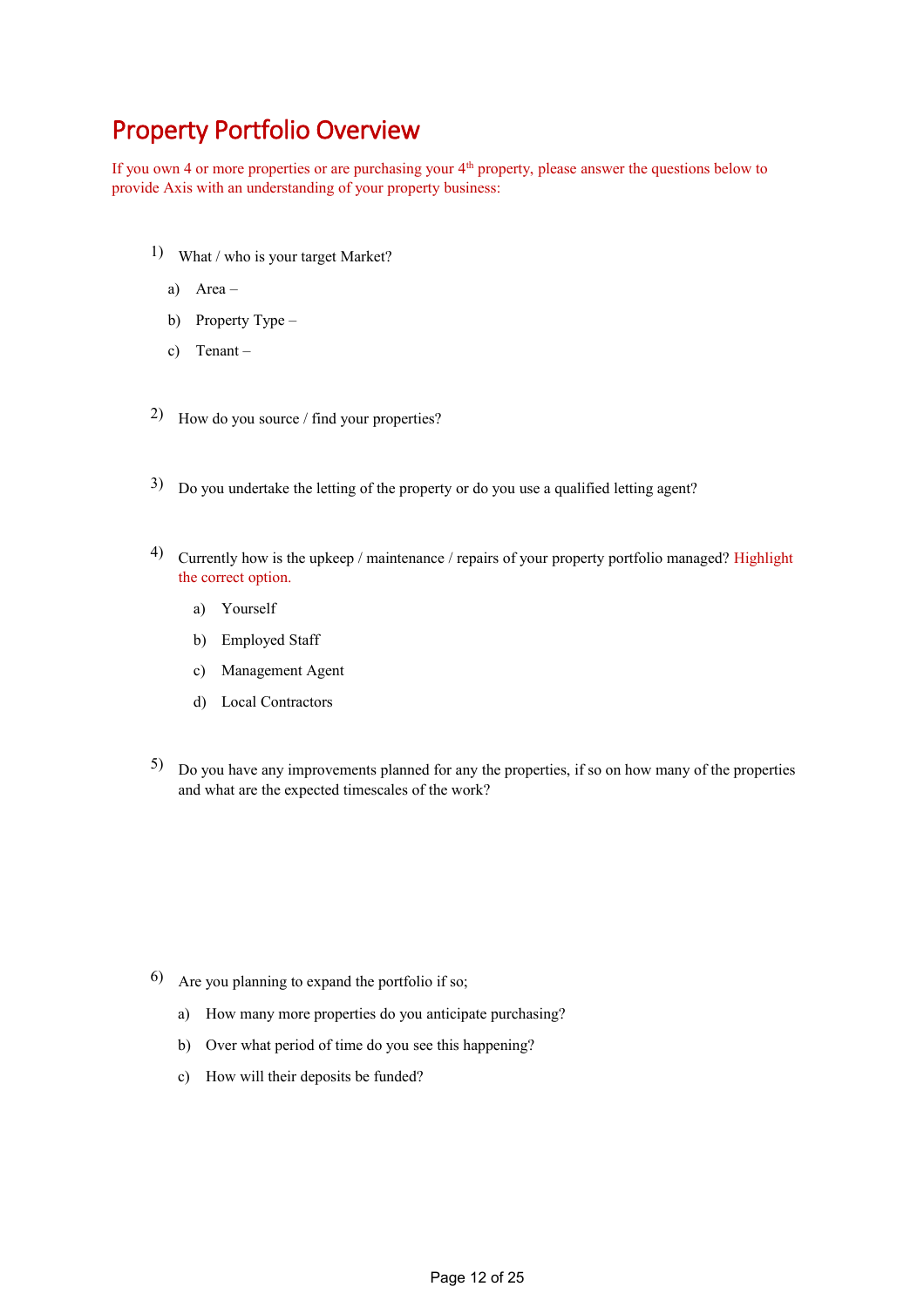# Property Portfolio Overview

If you own 4 or more properties or are purchasing your 4th property, please answer the questions below to provide Axis with an understanding of your property business:

1) What / who is your target Market?
   a) Area –
   b) Property Type –
   c) Tenant –

2) How do you source / find your properties?

3) Do you undertake the letting of the property or do you use a qualified letting agent?

4) Currently how is the upkeep / maintenance / repairs of your property portfolio managed? Highlight the correct option.
   a) Yourself
   b) Employed Staff
   c) Management Agent
   d) Local Contractors

5) Do you have any improvements planned for any the properties, if so on how many of the properties and what are the expected timescales of the work?

6) Are you planning to expand the portfolio if so;
   a) How many more properties do you anticipate purchasing?
   b) Over what period of time do you see this happening?
   c) How will their deposits be funded?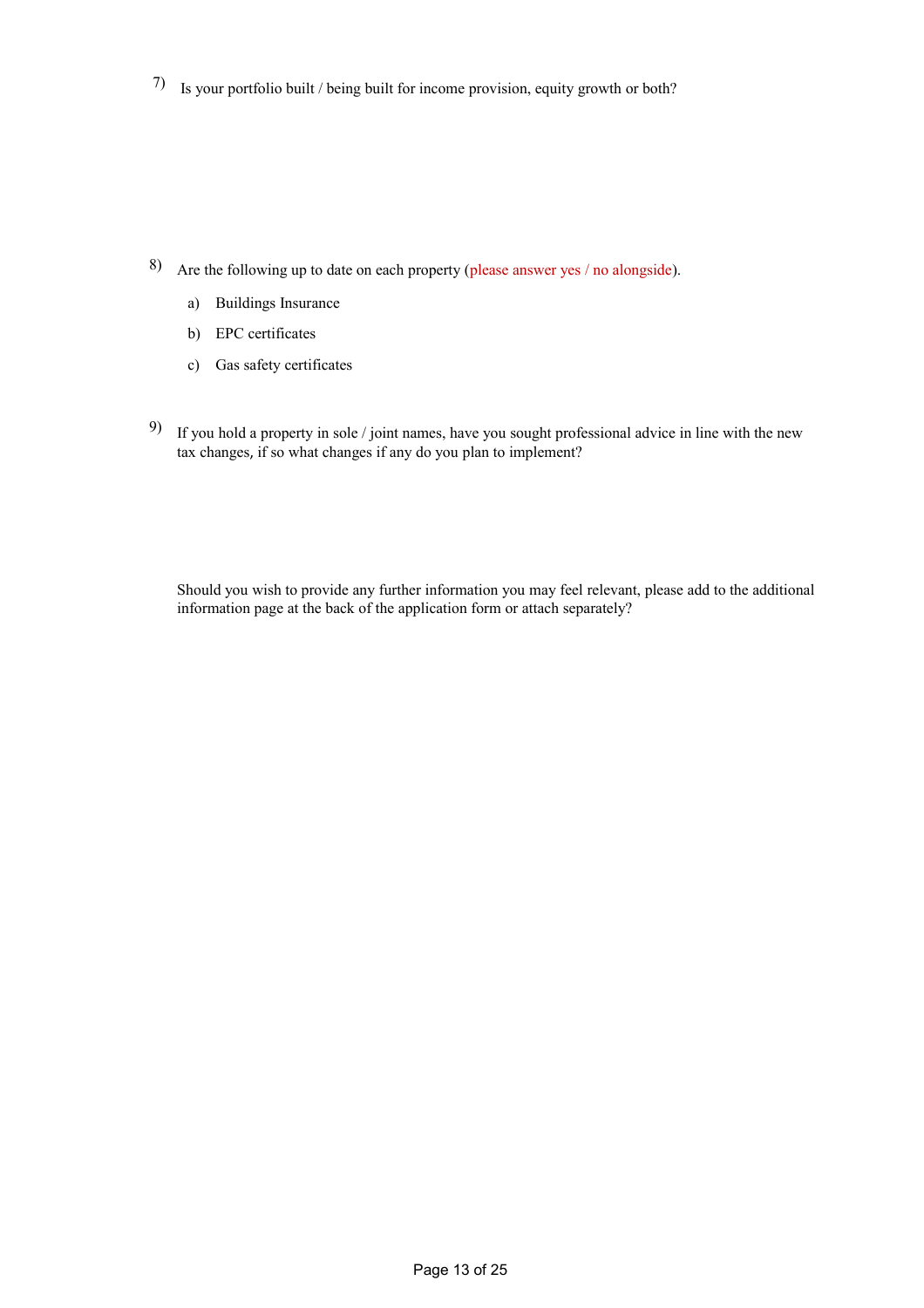7) Is your portfolio built / being built for income provision, equity growth or both?

8) Are the following up to date on each property (please answer yes / no alongside).

   a) Buildings Insurance

   b) EPC certificates

   c) Gas safety certificates

9) If you hold a property in sole / joint names, have you sought professional advice in line with the new tax changes, if so what changes if any do you plan to implement?

Should you wish to provide any further information you may feel relevant, please add to the additional information page at the back of the application form or attach separately?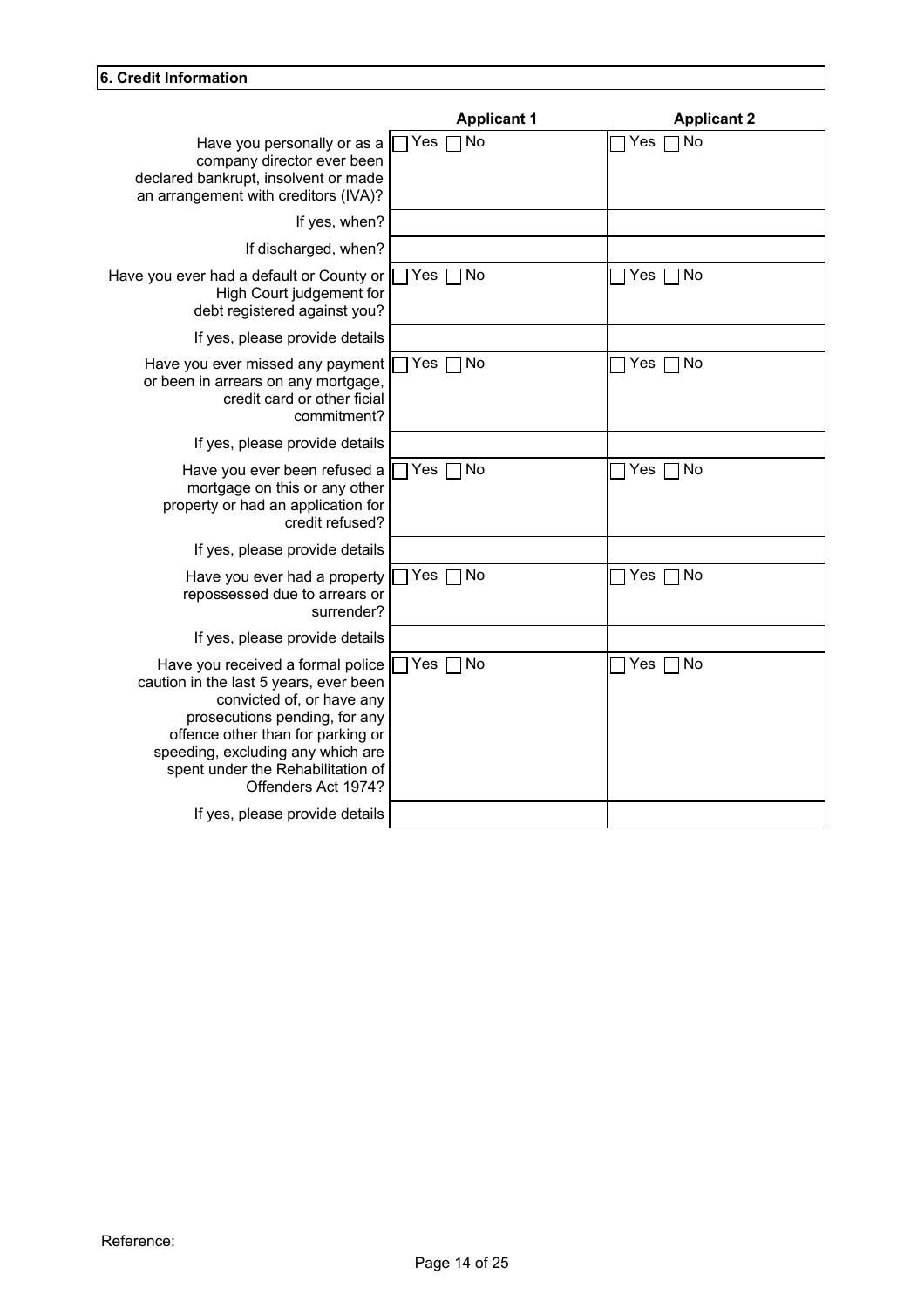## 6. Credit Information

| | Applicant 1 | Applicant 2 |
|---|---|---|
| Have you personally or as a company director ever been declared bankrupt, insolvent or made an arrangement with creditors (IVA)? | ☐ Yes ☐ No | ☐ Yes ☐ No |
| If yes, when? | | |
| If discharged, when? | | |
| Have you ever had a default or County or High Court judgement for debt registered against you? | ☐ Yes ☐ No | ☐ Yes ☐ No |
| If yes, please provide details | | |
| Have you ever missed any payment or been in arrears on any mortgage, credit card or other ficial commitment? | ☐ Yes ☐ No | ☐ Yes ☐ No |
| If yes, please provide details | | |
| Have you ever been refused a mortgage on this or any other property or had an application for credit refused? | ☐ Yes ☐ No | ☐ Yes ☐ No |
| If yes, please provide details | | |
| Have you ever had a property repossessed due to arrears or surrender? | ☐ Yes ☐ No | ☐ Yes ☐ No |
| If yes, please provide details | | |
| Have you received a formal police caution in the last 5 years, ever been convicted of, or have any prosecutions pending, for any offence other than for parking or speeding, excluding any which are spent under the Rehabilitation of Offenders Act 1974? | ☐ Yes ☐ No | ☐ Yes ☐ No |
| If yes, please provide details | | |

Reference: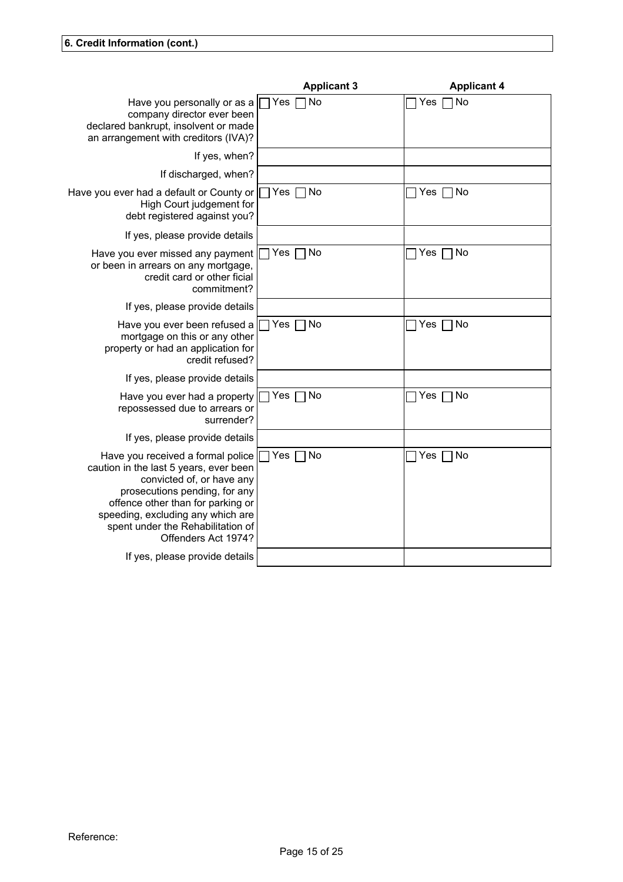**6. Credit Information (cont.)**

| | Applicant 3 | Applicant 4 |
|---|---|---|
| Have you personally or as a company director ever been declared bankrupt, insolvent or made an arrangement with creditors (IVA)? | ☐ Yes ☐ No | ☐ Yes ☐ No |
| If yes, when? | | |
| If discharged, when? | | |
| Have you ever had a default or County or High Court judgement for debt registered against you? | ☐ Yes ☐ No | ☐ Yes ☐ No |
| If yes, please provide details | | |
| Have you ever missed any payment or been in arrears on any mortgage, credit card or other ficial commitment? | ☐ Yes ☐ No | ☐ Yes ☐ No |
| If yes, please provide details | | |
| Have you ever been refused a mortgage on this or any other property or had an application for credit refused? | ☐ Yes ☐ No | ☐ Yes ☐ No |
| If yes, please provide details | | |
| Have you ever had a property repossessed due to arrears or surrender? | ☐ Yes ☐ No | ☐ Yes ☐ No |
| If yes, please provide details | | |
| Have you received a formal police caution in the last 5 years, ever been convicted of, or have any prosecutions pending, for any offence other than for parking or speeding, excluding any which are spent under the Rehabilitation of Offenders Act 1974? | ☐ Yes ☐ No | ☐ Yes ☐ No |
| If yes, please provide details | | |

Reference: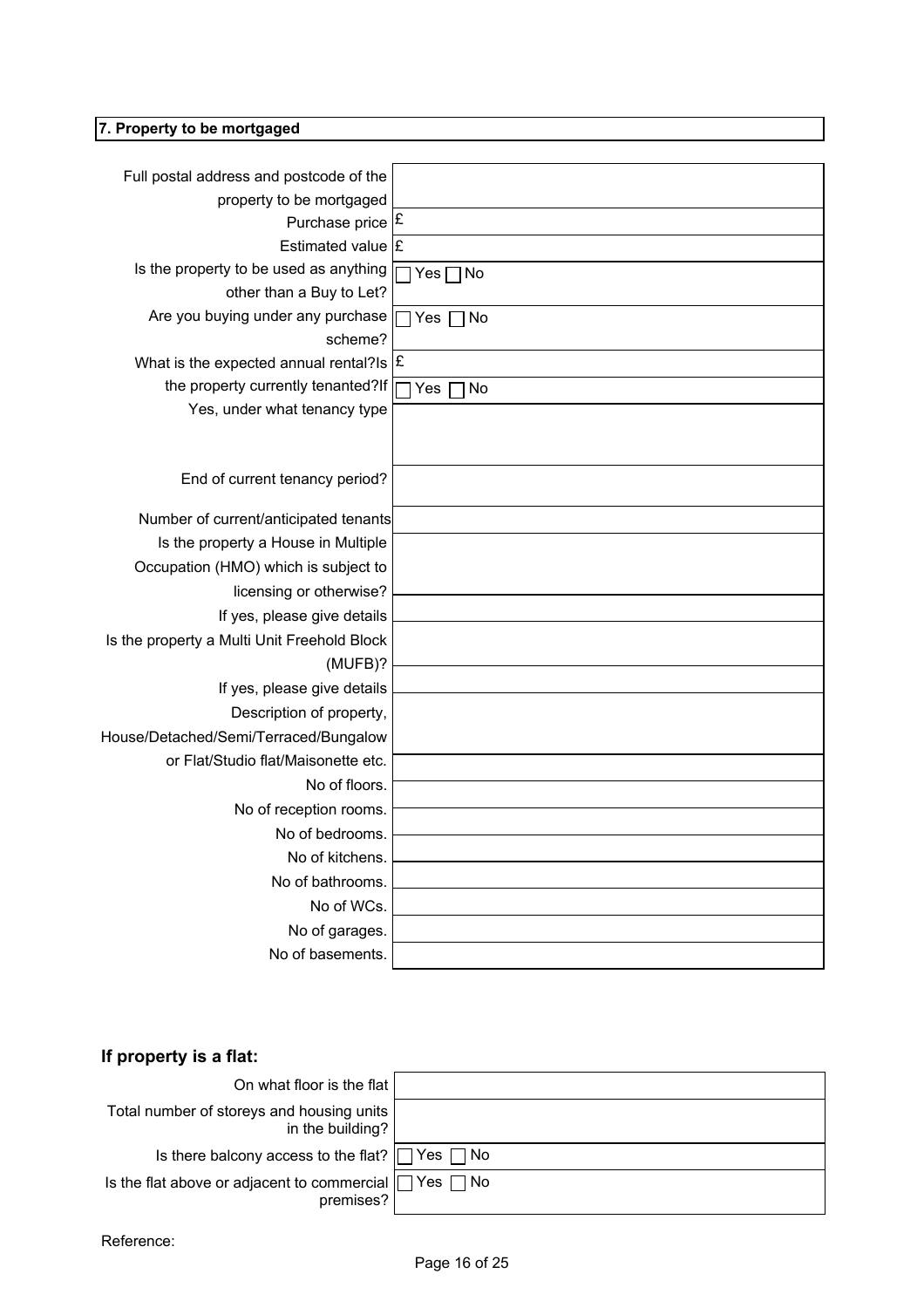## 7. Property to be mortgaged

| | |
|---|---|
| Full postal address and postcode of the property to be mortgaged | |
| Purchase price | £ |
| Estimated value | £ |
| Is the property to be used as anything other than a Buy to Let? | ☐ Yes ☐ No |
| Are you buying under any purchase scheme? | ☐ Yes ☐ No |
| What is the expected annual rental?Is | £ |
| the property currently tenanted?If | ☐ Yes ☐ No |
| Yes, under what tenancy type | |
| End of current tenancy period? | |
| Number of current/anticipated tenants | |
| Is the property a House in Multiple Occupation (HMO) which is subject to licensing or otherwise? | |
| If yes, please give details | |
| Is the property a Multi Unit Freehold Block (MUFB)? | |
| If yes, please give details | |
| Description of property, House/Detached/Semi/Terraced/Bungalow or Flat/Studio flat/Maisonette etc. | |
| No of floors. | |
| No of reception rooms. | |
| No of bedrooms. | |
| No of kitchens. | |
| No of bathrooms. | |
| No of WCs. | |
| No of garages. | |
| No of basements. | |

### If property is a flat:

| | |
|---|---|
| On what floor is the flat | |
| Total number of storeys and housing units in the building? | |
| Is there balcony access to the flat? | ☐ Yes ☐ No |
| Is the flat above or adjacent to commercial premises? | ☐ Yes ☐ No |

Reference: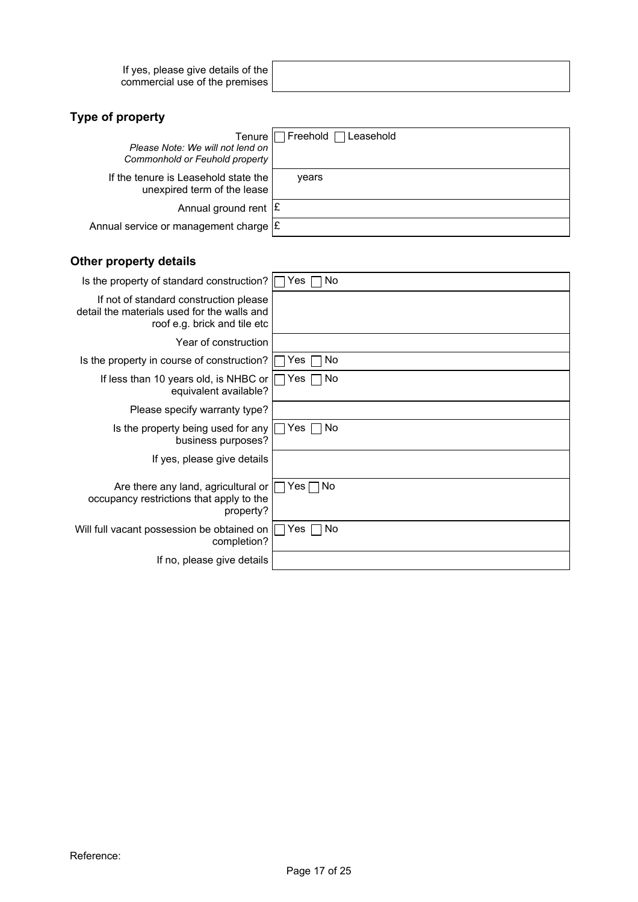| | |
|---|---|
| If yes, please give details of the commercial use of the premises | |

## Type of property

| | |
|---|---|
| Tenure<br>*Please Note: We will not lend on Commonhold or Feuhold property* | ☐ Freehold ☐ Leasehold |
| If the tenure is Leasehold state the unexpired term of the lease | years |
| Annual ground rent | £ |
| Annual service or management charge | £ |

## Other property details

| | |
|---|---|
| Is the property of standard construction? | ☐ Yes ☐ No |
| If not of standard construction please detail the materials used for the walls and roof e.g. brick and tile etc | |
| Year of construction | |
| Is the property in course of construction? | ☐ Yes ☐ No |
| If less than 10 years old, is NHBC or equivalent available? | ☐ Yes ☐ No |
| Please specify warranty type? | |
| Is the property being used for any business purposes? | ☐ Yes ☐ No |
| If yes, please give details | |
| Are there any land, agricultural or occupancy restrictions that apply to the property? | ☐ Yes ☐ No |
| Will full vacant possession be obtained on completion? | ☐ Yes ☐ No |
| If no, please give details | |

Reference: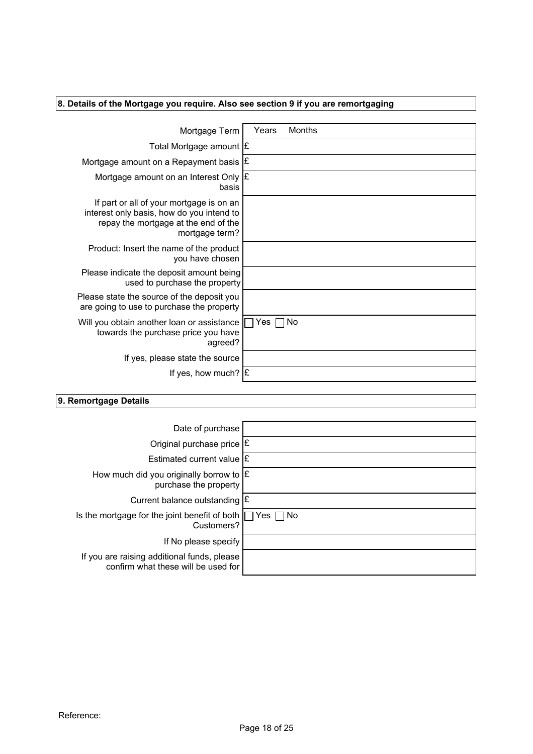**8. Details of the Mortgage you require. Also see section 9 if you are remortgaging**

| | |
|---|---|
| Mortgage Term | Years Months |
| Total Mortgage amount | £ |
| Mortgage amount on a Repayment basis | £ |
| Mortgage amount on an Interest Only basis | £ |
| If part or all of your mortgage is on an interest only basis, how do you intend to repay the mortgage at the end of the mortgage term? | |
| Product: Insert the name of the product you have chosen | |
| Please indicate the deposit amount being used to purchase the property | |
| Please state the source of the deposit you are going to use to purchase the property | |
| Will you obtain another loan or assistance towards the purchase price you have agreed? | ☐ Yes ☐ No |
| If yes, please state the source | |
| If yes, how much? | £ |

**9. Remortgage Details**

| | |
|---|---|
| Date of purchase | |
| Original purchase price | £ |
| Estimated current value | £ |
| How much did you originally borrow to purchase the property | £ |
| Current balance outstanding | £ |
| Is the mortgage for the joint benefit of both Customers? | ☐ Yes ☐ No |
| If No please specify | |
| If you are raising additional funds, please confirm what these will be used for | |

Reference: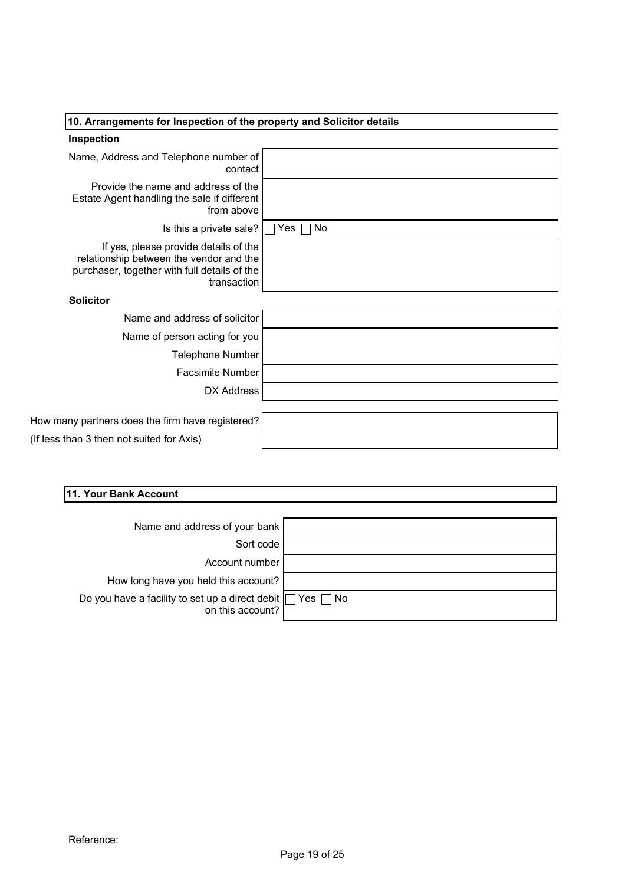## 10. Arrangements for Inspection of the property and Solicitor details

### Inspection

| | |
|---|---|
| Name, Address and Telephone number of contact | |
| Provide the name and address of the Estate Agent handling the sale if different from above | |
| Is this a private sale? | ☐ Yes ☐ No |
| If yes, please provide details of the relationship between the vendor and the purchaser, together with full details of the transaction | |

### Solicitor

| | |
|---|---|
| Name and address of solicitor | |
| Name of person acting for you | |
| Telephone Number | |
| Facsimile Number | |
| DX Address | |

| | |
|---|---|
| How many partners does the firm have registered? (If less than 3 then not suited for Axis) | |

## 11. Your Bank Account

| | |
|---|---|
| Name and address of your bank | |
| Sort code | |
| Account number | |
| How long have you held this account? | |
| Do you have a facility to set up a direct debit on this account? | ☐ Yes ☐ No |

Reference: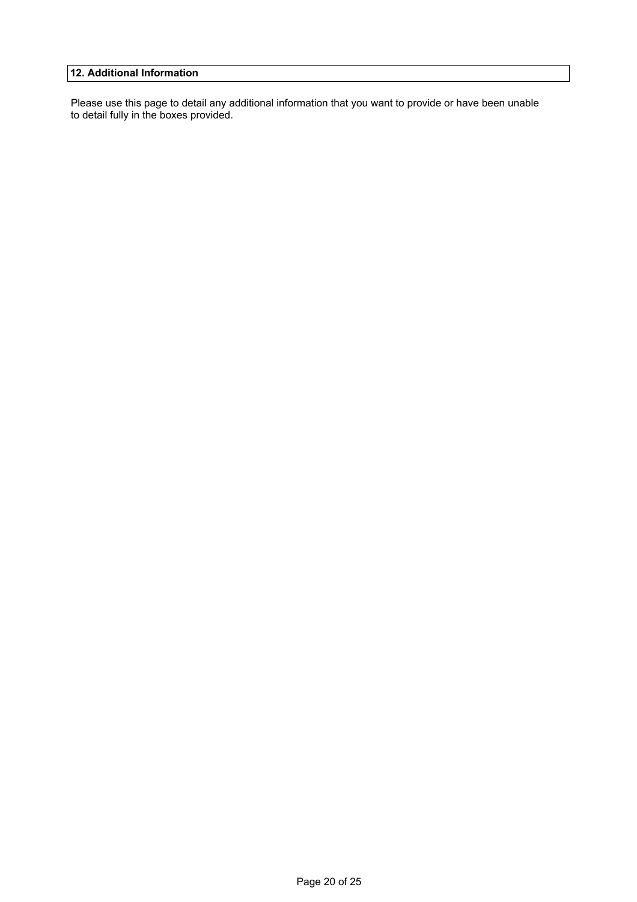## 12. Additional Information

Please use this page to detail any additional information that you want to provide or have been unable to detail fully in the boxes provided.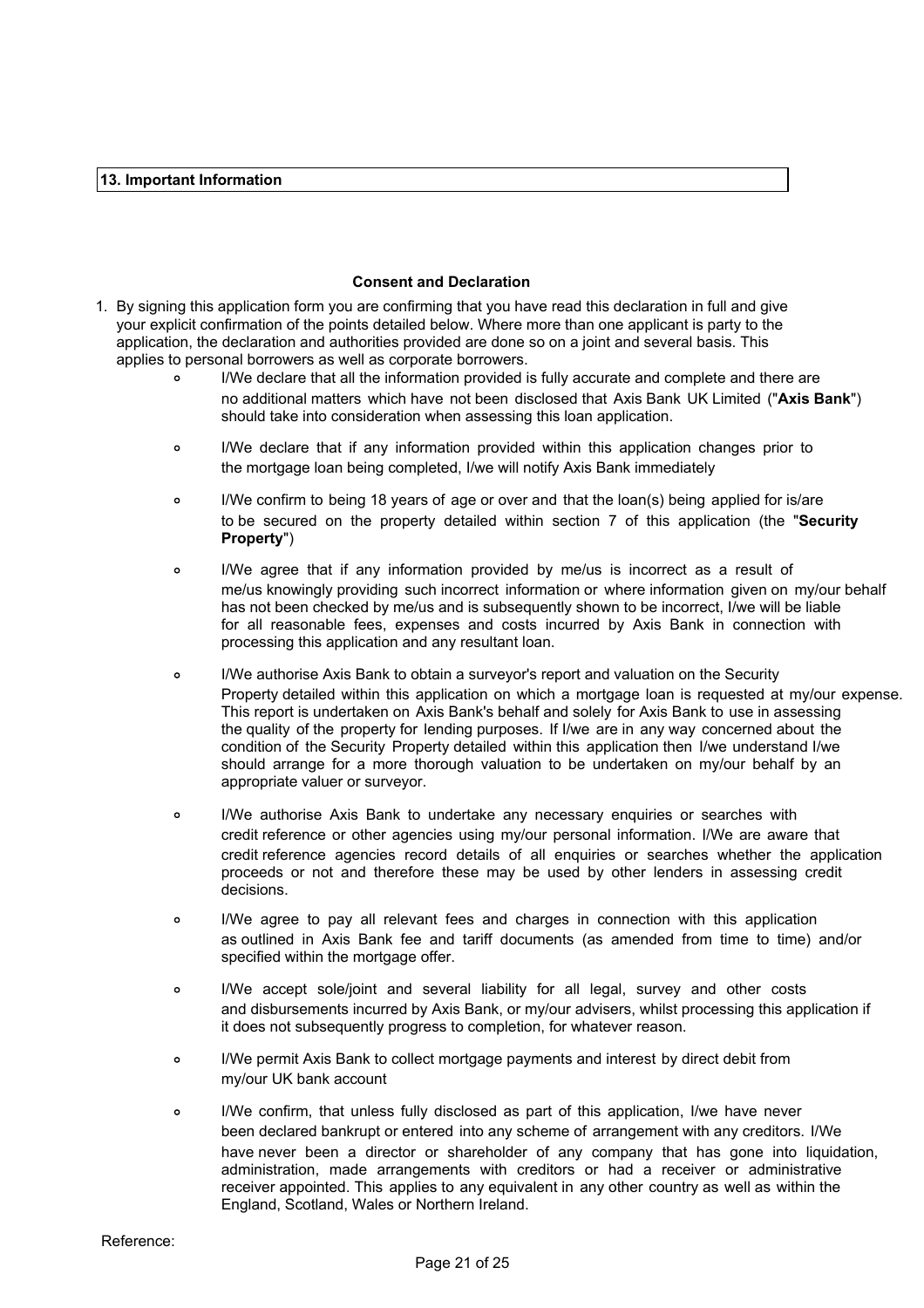## 13. Important Information

### Consent and Declaration

1. By signing this application form you are confirming that you have read this declaration in full and give your explicit confirmation of the points detailed below. Where more than one applicant is party to the application, the declaration and authorities provided are done so on a joint and several basis. This applies to personal borrowers as well as corporate borrowers.
   - I/We declare that all the information provided is fully accurate and complete and there are no additional matters which have not been disclosed that Axis Bank UK Limited ("**Axis Bank**") should take into consideration when assessing this loan application.
   - I/We declare that if any information provided within this application changes prior to the mortgage loan being completed, I/we will notify Axis Bank immediately
   - I/We confirm to being 18 years of age or over and that the loan(s) being applied for is/are to be secured on the property detailed within section 7 of this application (the "**Security Property**")
   - I/We agree that if any information provided by me/us is incorrect as a result of me/us knowingly providing such incorrect information or where information given on my/our behalf has not been checked by me/us and is subsequently shown to be incorrect, I/we will be liable for all reasonable fees, expenses and costs incurred by Axis Bank in connection with processing this application and any resultant loan.
   - I/We authorise Axis Bank to obtain a surveyor's report and valuation on the Security Property detailed within this application on which a mortgage loan is requested at my/our expense. This report is undertaken on Axis Bank's behalf and solely for Axis Bank to use in assessing the quality of the property for lending purposes. If I/we are in any way concerned about the condition of the Security Property detailed within this application then I/we understand I/we should arrange for a more thorough valuation to be undertaken on my/our behalf by an appropriate valuer or surveyor.
   - I/We authorise Axis Bank to undertake any necessary enquiries or searches with credit reference or other agencies using my/our personal information. I/We are aware that credit reference agencies record details of all enquiries or searches whether the application proceeds or not and therefore these may be used by other lenders in assessing credit decisions.
   - I/We agree to pay all relevant fees and charges in connection with this application as outlined in Axis Bank fee and tariff documents (as amended from time to time) and/or specified within the mortgage offer.
   - I/We accept sole/joint and several liability for all legal, survey and other costs and disbursements incurred by Axis Bank, or my/our advisers, whilst processing this application if it does not subsequently progress to completion, for whatever reason.
   - I/We permit Axis Bank to collect mortgage payments and interest by direct debit from my/our UK bank account
   - I/We confirm, that unless fully disclosed as part of this application, I/we have never been declared bankrupt or entered into any scheme of arrangement with any creditors. I/We have never been a director or shareholder of any company that has gone into liquidation, administration, made arrangements with creditors or had a receiver or administrative receiver appointed. This applies to any equivalent in any other country as well as within the England, Scotland, Wales or Northern Ireland.

Reference: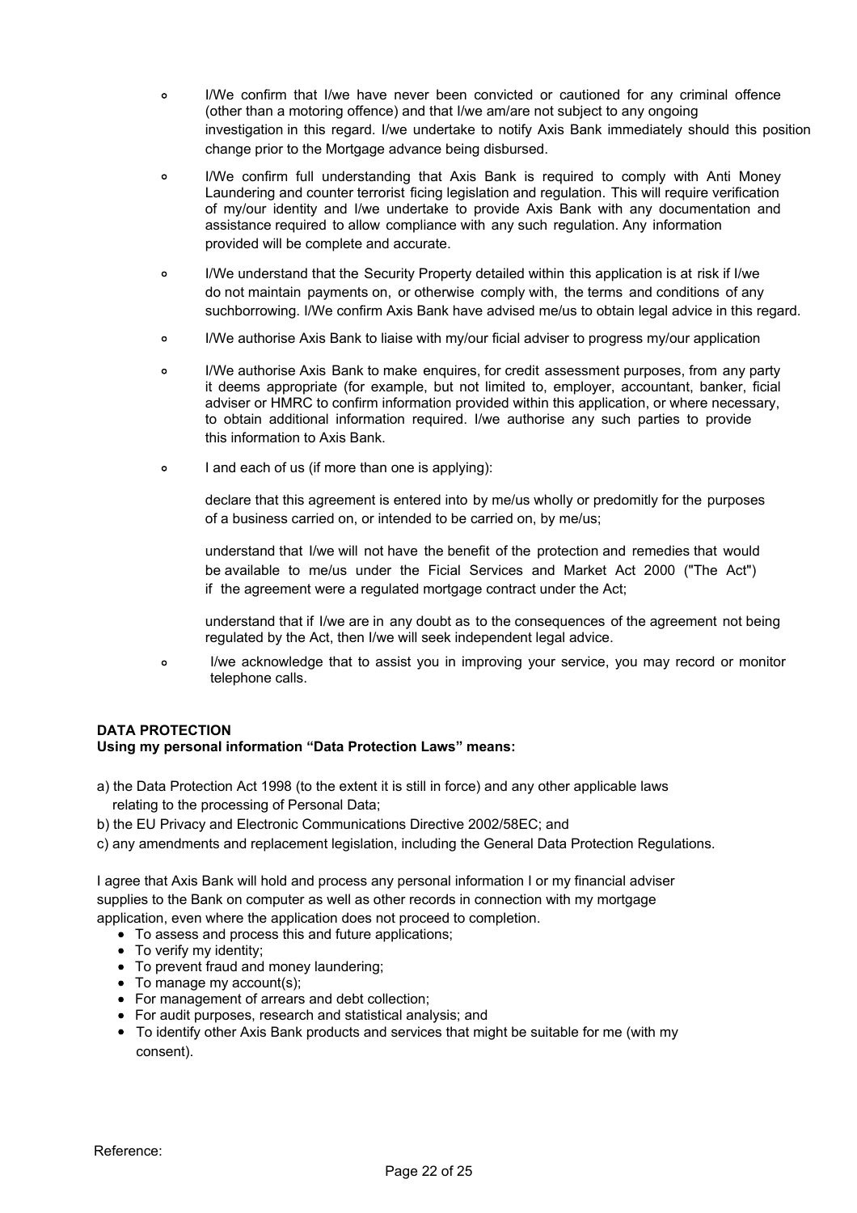- I/We confirm that I/we have never been convicted or cautioned for any criminal offence (other than a motoring offence) and that I/we am/are not subject to any ongoing investigation in this regard. I/we undertake to notify Axis Bank immediately should this position change prior to the Mortgage advance being disbursed.

- I/We confirm full understanding that Axis Bank is required to comply with Anti Money Laundering and counter terrorist ficing legislation and regulation. This will require verification of my/our identity and I/we undertake to provide Axis Bank with any documentation and assistance required to allow compliance with any such regulation. Any information provided will be complete and accurate.

- I/We understand that the Security Property detailed within this application is at risk if I/we do not maintain payments on, or otherwise comply with, the terms and conditions of any suchborrowing. I/We confirm Axis Bank have advised me/us to obtain legal advice in this regard.

- I/We authorise Axis Bank to liaise with my/our ficial adviser to progress my/our application

- I/We authorise Axis Bank to make enquires, for credit assessment purposes, from any party it deems appropriate (for example, but not limited to, employer, accountant, banker, ficial adviser or HMRC to confirm information provided within this application, or where necessary, to obtain additional information required. I/we authorise any such parties to provide this information to Axis Bank.

- I and each of us (if more than one is applying):

  declare that this agreement is entered into by me/us wholly or predomitly for the purposes of a business carried on, or intended to be carried on, by me/us;

  understand that I/we will not have the benefit of the protection and remedies that would be available to me/us under the Ficial Services and Market Act 2000 ("The Act") if the agreement were a regulated mortgage contract under the Act;

  understand that if I/we are in any doubt as to the consequences of the agreement not being regulated by the Act, then I/we will seek independent legal advice.

- I/we acknowledge that to assist you in improving your service, you may record or monitor telephone calls.

**DATA PROTECTION**
**Using my personal information "Data Protection Laws" means:**

a) the Data Protection Act 1998 (to the extent it is still in force) and any other applicable laws relating to the processing of Personal Data;
b) the EU Privacy and Electronic Communications Directive 2002/58EC; and
c) any amendments and replacement legislation, including the General Data Protection Regulations.

I agree that Axis Bank will hold and process any personal information I or my financial adviser supplies to the Bank on computer as well as other records in connection with my mortgage application, even where the application does not proceed to completion.

- To assess and process this and future applications;
- To verify my identity;
- To prevent fraud and money laundering;
- To manage my account(s);
- For management of arrears and debt collection;
- For audit purposes, research and statistical analysis; and
- To identify other Axis Bank products and services that might be suitable for me (with my consent).

Reference: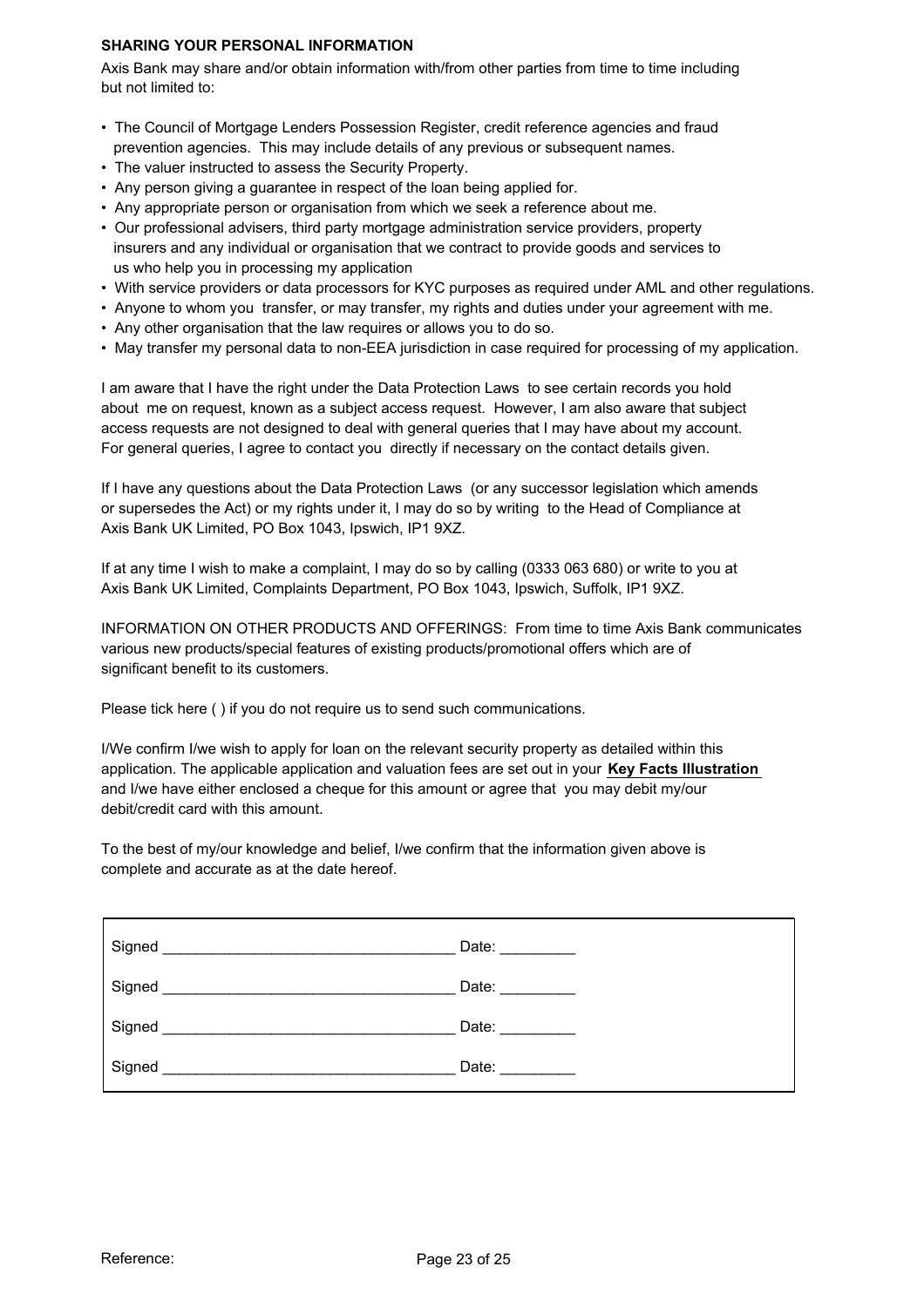**SHARING YOUR PERSONAL INFORMATION**

Axis Bank may share and/or obtain information with/from other parties from time to time including but not limited to:

- The Council of Mortgage Lenders Possession Register, credit reference agencies and fraud prevention agencies. This may include details of any previous or subsequent names.
- The valuer instructed to assess the Security Property.
- Any person giving a guarantee in respect of the loan being applied for.
- Any appropriate person or organisation from which we seek a reference about me.
- Our professional advisers, third party mortgage administration service providers, property insurers and any individual or organisation that we contract to provide goods and services to us who help you in processing my application
- With service providers or data processors for KYC purposes as required under AML and other regulations.
- Anyone to whom you transfer, or may transfer, my rights and duties under your agreement with me.
- Any other organisation that the law requires or allows you to do so.
- May transfer my personal data to non-EEA jurisdiction in case required for processing of my application.

I am aware that I have the right under the Data Protection Laws to see certain records you hold about me on request, known as a subject access request. However, I am also aware that subject access requests are not designed to deal with general queries that I may have about my account. For general queries, I agree to contact you directly if necessary on the contact details given.

If I have any questions about the Data Protection Laws (or any successor legislation which amends or supersedes the Act) or my rights under it, I may do so by writing to the Head of Compliance at Axis Bank UK Limited, PO Box 1043, Ipswich, IP1 9XZ.

If at any time I wish to make a complaint, I may do so by calling (0333 063 680) or write to you at Axis Bank UK Limited, Complaints Department, PO Box 1043, Ipswich, Suffolk, IP1 9XZ.

INFORMATION ON OTHER PRODUCTS AND OFFERINGS: From time to time Axis Bank communicates various new products/special features of existing products/promotional offers which are of significant benefit to its customers.

Please tick here ( ) if you do not require us to send such communications.

I/We confirm I/we wish to apply for loan on the relevant security property as detailed within this application. The applicable application and valuation fees are set out in your **Key Facts Illustration** and I/we have either enclosed a cheque for this amount or agree that you may debit my/our debit/credit card with this amount.

To the best of my/our knowledge and belief, I/we confirm that the information given above is complete and accurate as at the date hereof.

Signed ___________________________________ Date: _________

Signed ___________________________________ Date: _________

Signed ___________________________________ Date: _________

Signed ___________________________________ Date: _________

Reference: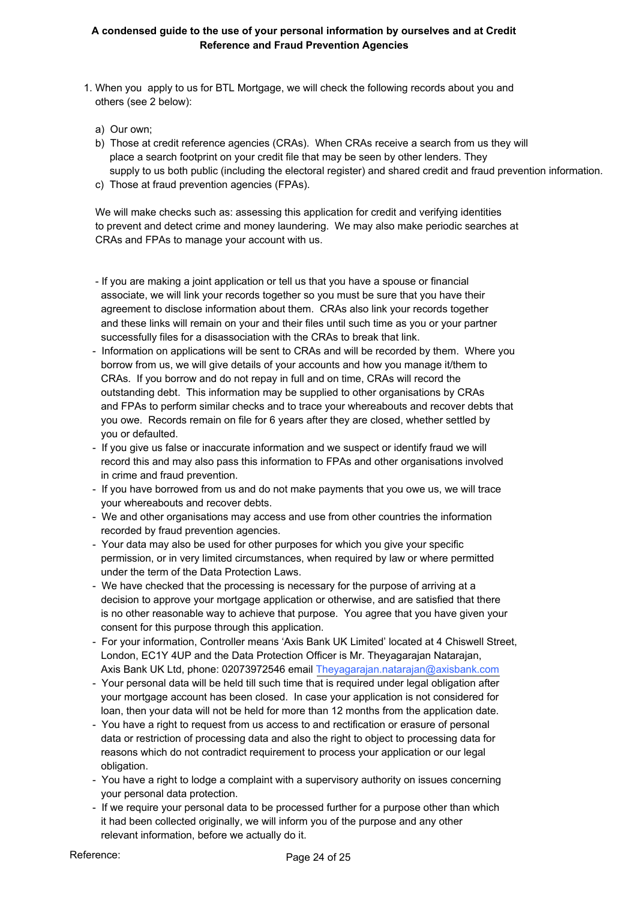**A condensed guide to the use of your personal information by ourselves and at Credit Reference and Fraud Prevention Agencies**

1. When you apply to us for BTL Mortgage, we will check the following records about you and others (see 2 below):

   a) Our own;
   b) Those at credit reference agencies (CRAs). When CRAs receive a search from us they will place a search footprint on your credit file that may be seen by other lenders. They supply to us both public (including the electoral register) and shared credit and fraud prevention information.
   c) Those at fraud prevention agencies (FPAs).

   We will make checks such as: assessing this application for credit and verifying identities to prevent and detect crime and money laundering. We may also make periodic searches at CRAs and FPAs to manage your account with us.

   - If you are making a joint application or tell us that you have a spouse or financial associate, we will link your records together so you must be sure that you have their agreement to disclose information about them. CRAs also link your records together and these links will remain on your and their files until such time as you or your partner successfully files for a disassociation with the CRAs to break that link.
   - Information on applications will be sent to CRAs and will be recorded by them. Where you borrow from us, we will give details of your accounts and how you manage it/them to CRAs. If you borrow and do not repay in full and on time, CRAs will record the outstanding debt. This information may be supplied to other organisations by CRAs and FPAs to perform similar checks and to trace your whereabouts and recover debts that you owe. Records remain on file for 6 years after they are closed, whether settled by you or defaulted.
   - If you give us false or inaccurate information and we suspect or identify fraud we will record this and may also pass this information to FPAs and other organisations involved in crime and fraud prevention.
   - If you have borrowed from us and do not make payments that you owe us, we will trace your whereabouts and recover debts.
   - We and other organisations may access and use from other countries the information recorded by fraud prevention agencies.
   - Your data may also be used for other purposes for which you give your specific permission, or in very limited circumstances, when required by law or where permitted under the term of the Data Protection Laws.
   - We have checked that the processing is necessary for the purpose of arriving at a decision to approve your mortgage application or otherwise, and are satisfied that there is no other reasonable way to achieve that purpose. You agree that you have given your consent for this purpose through this application.
   - For your information, Controller means 'Axis Bank UK Limited' located at 4 Chiswell Street, London, EC1Y 4UP and the Data Protection Officer is Mr. Theyagarajan Natarajan, Axis Bank UK Ltd, phone: 02073972546 email Theyagarajan.natarajan@axisbank.com
   - Your personal data will be held till such time that is required under legal obligation after your mortgage account has been closed. In case your application is not considered for loan, then your data will not be held for more than 12 months from the application date.
   - You have a right to request from us access to and rectification or erasure of personal data or restriction of processing data and also the right to object to processing data for reasons which do not contradict requirement to process your application or our legal obligation.
   - You have a right to lodge a complaint with a supervisory authority on issues concerning your personal data protection.
   - If we require your personal data to be processed further for a purpose other than which it had been collected originally, we will inform you of the purpose and any other relevant information, before we actually do it.

Reference: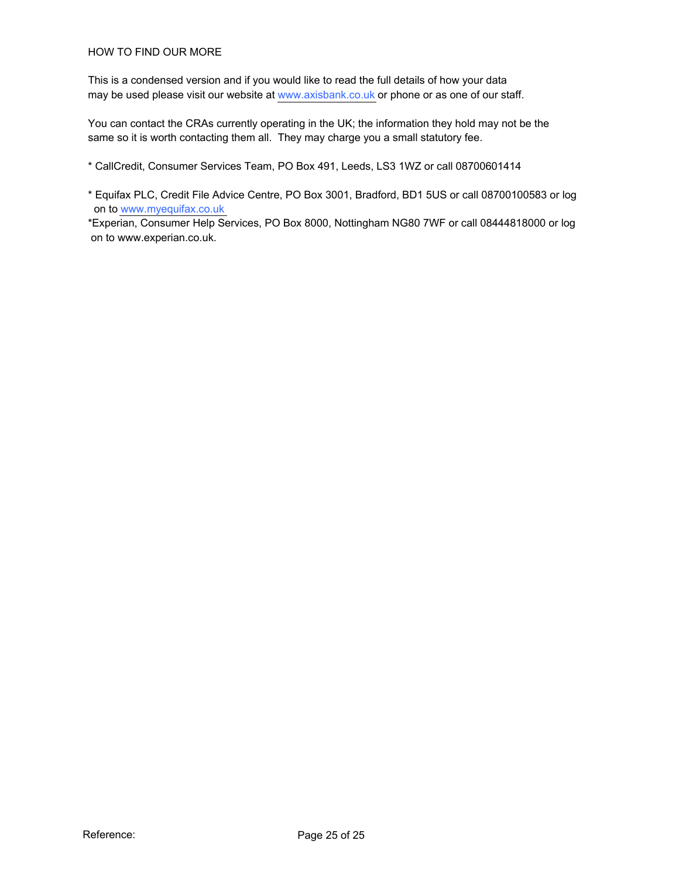HOW TO FIND OUR MORE

This is a condensed version and if you would like to read the full details of how your data may be used please visit our website at www.axisbank.co.uk or phone or as one of our staff.

You can contact the CRAs currently operating in the UK; the information they hold may not be the same so it is worth contacting them all. They may charge you a small statutory fee.

* CallCredit, Consumer Services Team, PO Box 491, Leeds, LS3 1WZ or call 08700601414

* Equifax PLC, Credit File Advice Centre, PO Box 3001, Bradford, BD1 5US or call 08700100583 or log on to www.myequifax.co.uk

*Experian, Consumer Help Services, PO Box 8000, Nottingham NG80 7WF or call 08444818000 or log on to www.experian.co.uk.

Reference: